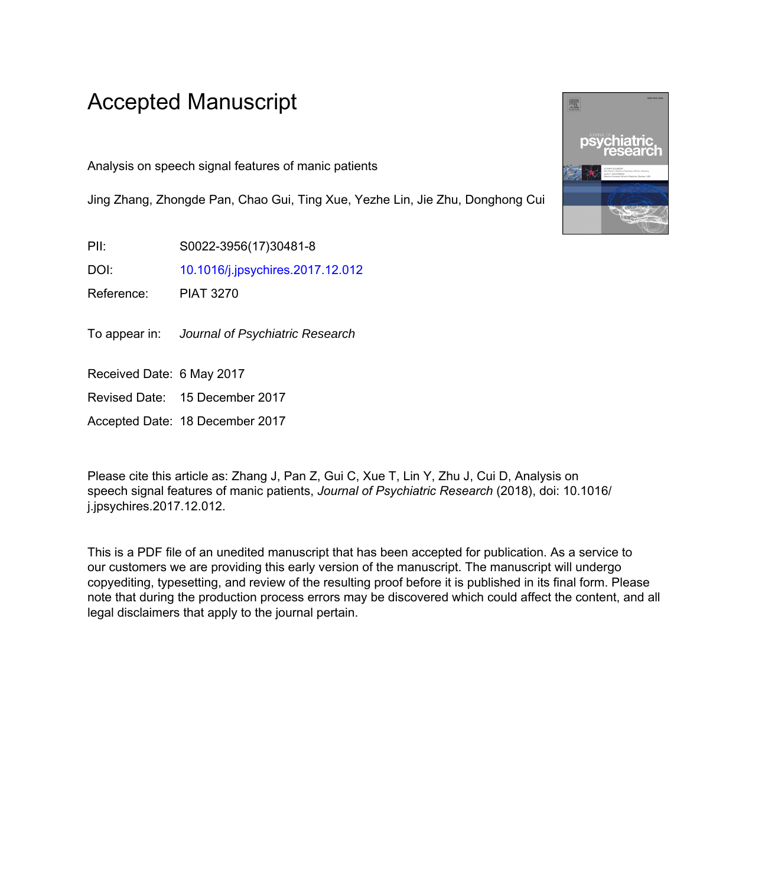# Accepted Manuscript

Analysis on speech signal features of manic patients

Jing Zhang, Zhongde Pan, Chao Gui, Ting Xue, Yezhe Lin, Jie Zhu, Donghong Cui

PII: S0022-3956(17)30481-8

DOI: 10.1016/j.jpsychires.2017.12.012

Reference: PIAT 3270

To appear in: *Journal of Psychiatric Research*

Received Date: 6 May 2017

Revised Date: 15 December 2017

Accepted Date: 18 December 2017

Please cite this article as: Zhang J, Pan Z, Gui C, Xue T, Lin Y, Zhu J, Cui D, Analysis on speech signal features of manic patients, *Journal of Psychiatric Research* (2018), doi: 10.1016/j.jpsychires.2017.12.012.

This is a PDF file of an unedited manuscript that has been accepted for publication. As a service to our customers we are providing this early version of the manuscript. The manuscript will undergo copyediting, typesetting, and review of the resulting proof before it is published in its final form. Please note that during the production process errors may be discovered which could affect the content, and all legal disclaimers that apply to the journal pertain.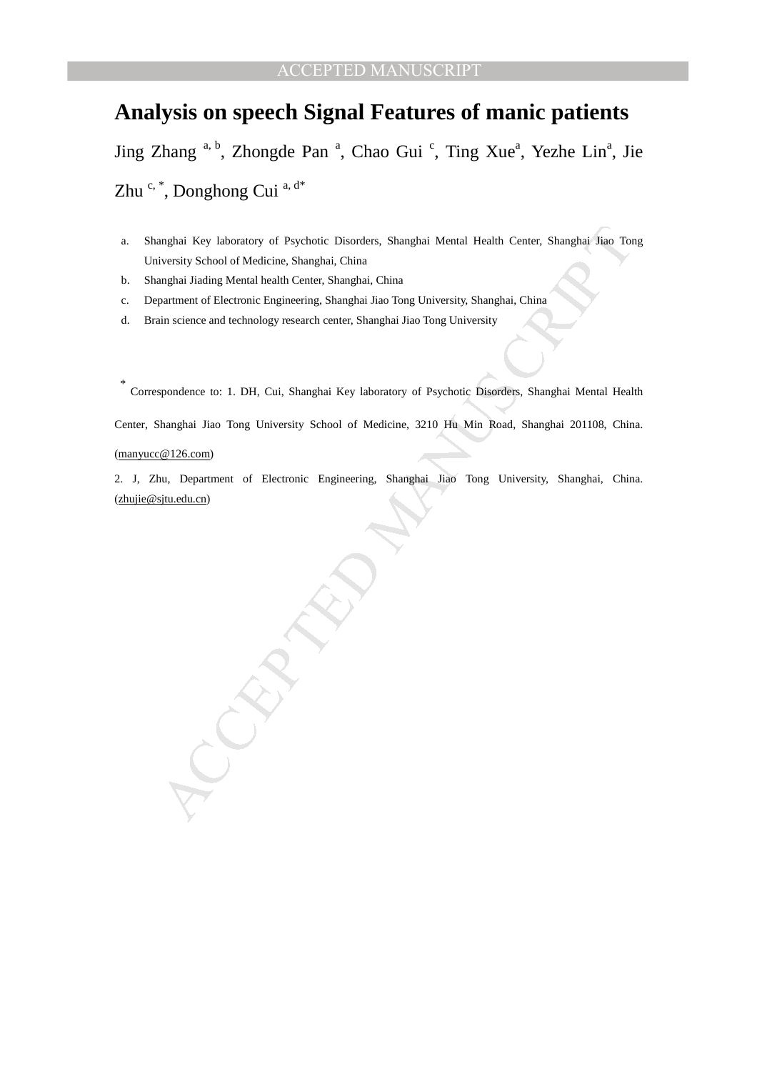# Analysis on speech Signal Features of manic patients

Jing Zhang [a, b], Zhongde Pan [a], Chao Gui [c], Ting Xue[a], Yezhe Lin[a], Jie Zhu [c, *], Donghong Cui [a, d*]

a. Shanghai Key laboratory of Psychotic Disorders, Shanghai Mental Health Center, Shanghai Jiao Tong University School of Medicine, Shanghai, China
b. Shanghai Jiading Mental health Center, Shanghai, China
c. Department of Electronic Engineering, Shanghai Jiao Tong University, Shanghai, China
d. Brain science and technology research center, Shanghai Jiao Tong University

[*] Correspondence to: 1. DH, Cui, Shanghai Key laboratory of Psychotic Disorders, Shanghai Mental Health Center, Shanghai Jiao Tong University School of Medicine, 3210 Hu Min Road, Shanghai 201108, China. (manyucc@126.com)

2. J, Zhu, Department of Electronic Engineering, Shanghai Jiao Tong University, Shanghai, China. (zhujie@sjtu.edu.cn)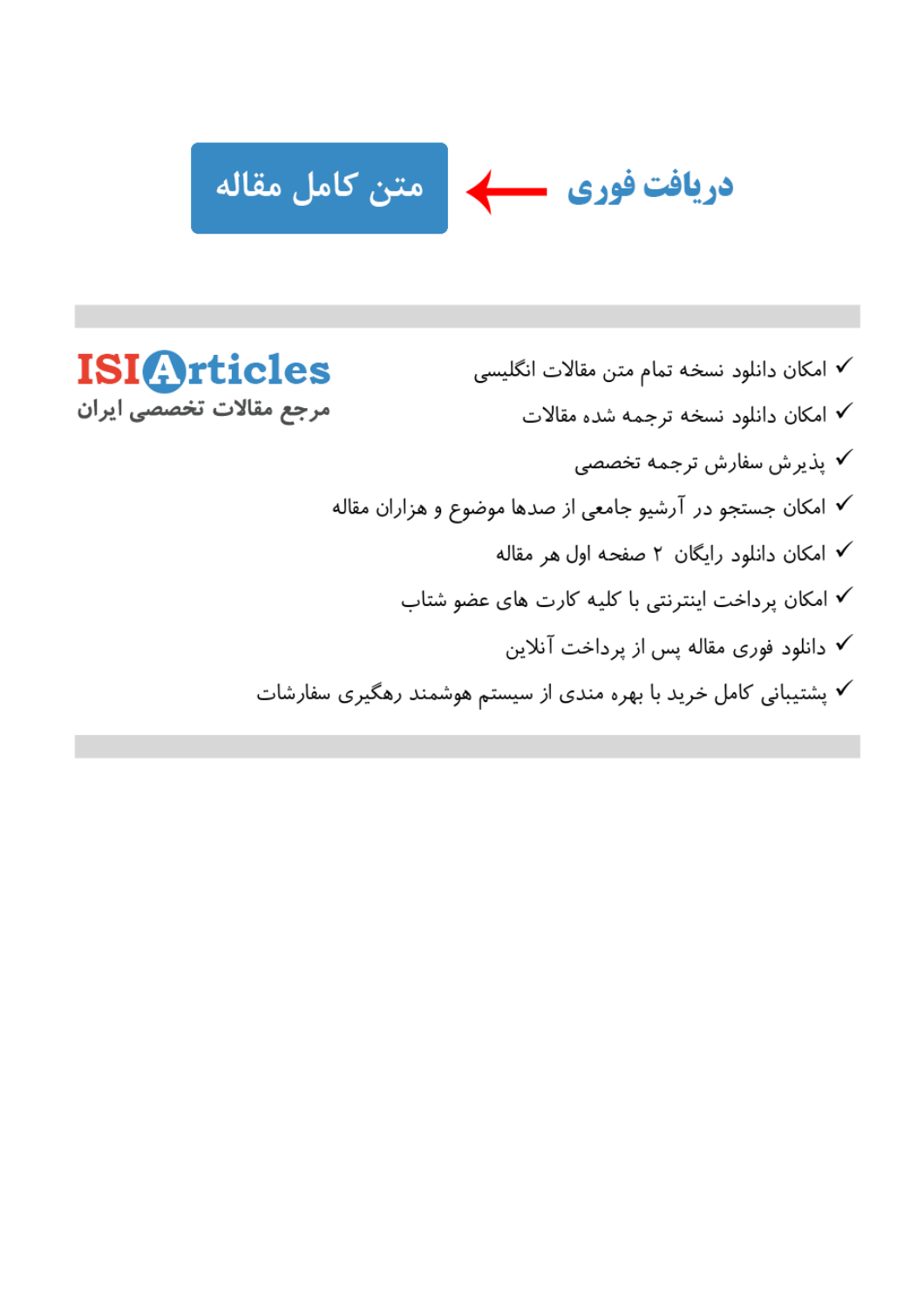دریافت فوری ← متن کامل مقاله

**ISIArticles**
مرجع مقالات تخصصی ایران

- ✓ امکان دانلود نسخه تمام متن مقالات انگلیسی
- ✓ امکان دانلود نسخه ترجمه شده مقالات
- ✓ پذیرش سفارش ترجمه تخصصی
- ✓ امکان جستجو در آرشیو جامعی از صدها موضوع و هزاران مقاله
- ✓ امکان دانلود رایگان ۲ صفحه اول هر مقاله
- ✓ امکان پرداخت اینترنتی با کلیه کارت های عضو شتاب
- ✓ دانلود فوری مقاله پس از پرداخت آنلاین
- ✓ پشتیبانی کامل خرید با بهره مندی از سیستم هوشمند رهگیری سفارشات